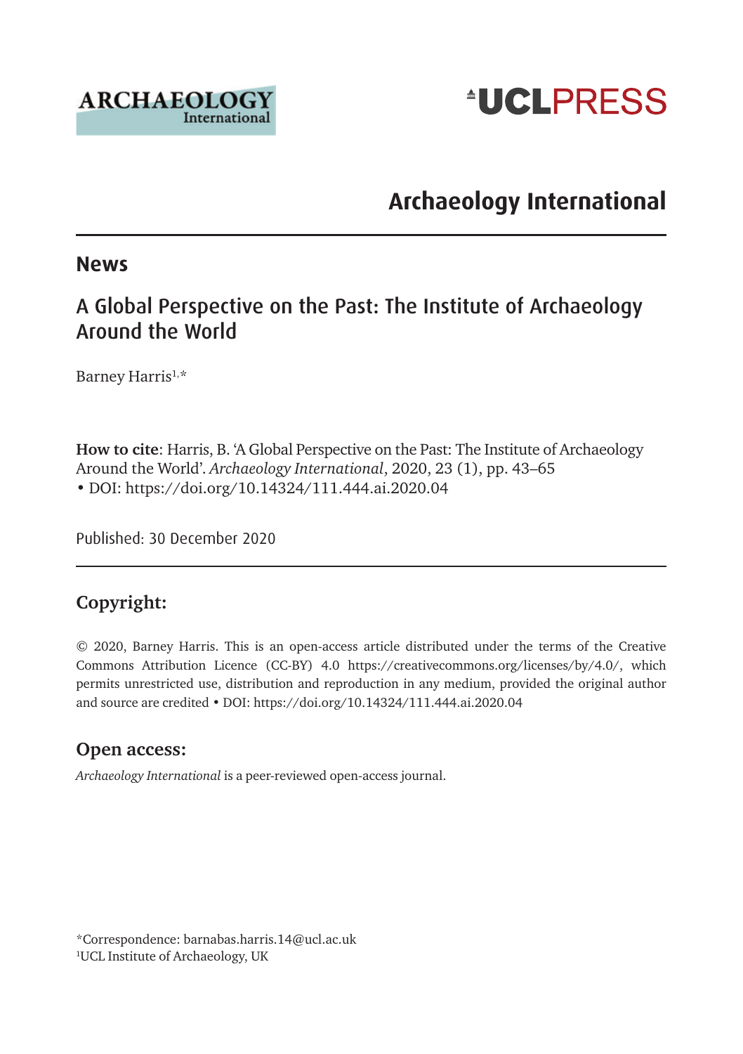ARCHAEOLOGY International

UCLPRESS

# Archaeology International

## News

## A Global Perspective on the Past: The Institute of Archaeology Around the World

Barney Harris[1,*]

**How to cite**: Harris, B. 'A Global Perspective on the Past: The Institute of Archaeology Around the World'. *Archaeology International*, 2020, 23 (1), pp. 43–65 • DOI: https://doi.org/10.14324/111.444.ai.2020.04

Published: 30 December 2020

## Copyright:

© 2020, Barney Harris. This is an open-access article distributed under the terms of the Creative Commons Attribution Licence (CC-BY) 4.0 https://creativecommons.org/licenses/by/4.0/, which permits unrestricted use, distribution and reproduction in any medium, provided the original author and source are credited • DOI: https://doi.org/10.14324/111.444.ai.2020.04

## Open access:

*Archaeology International* is a peer-reviewed open-access journal.

*Correspondence: barnabas.harris.14@ucl.ac.uk
[1]UCL Institute of Archaeology, UK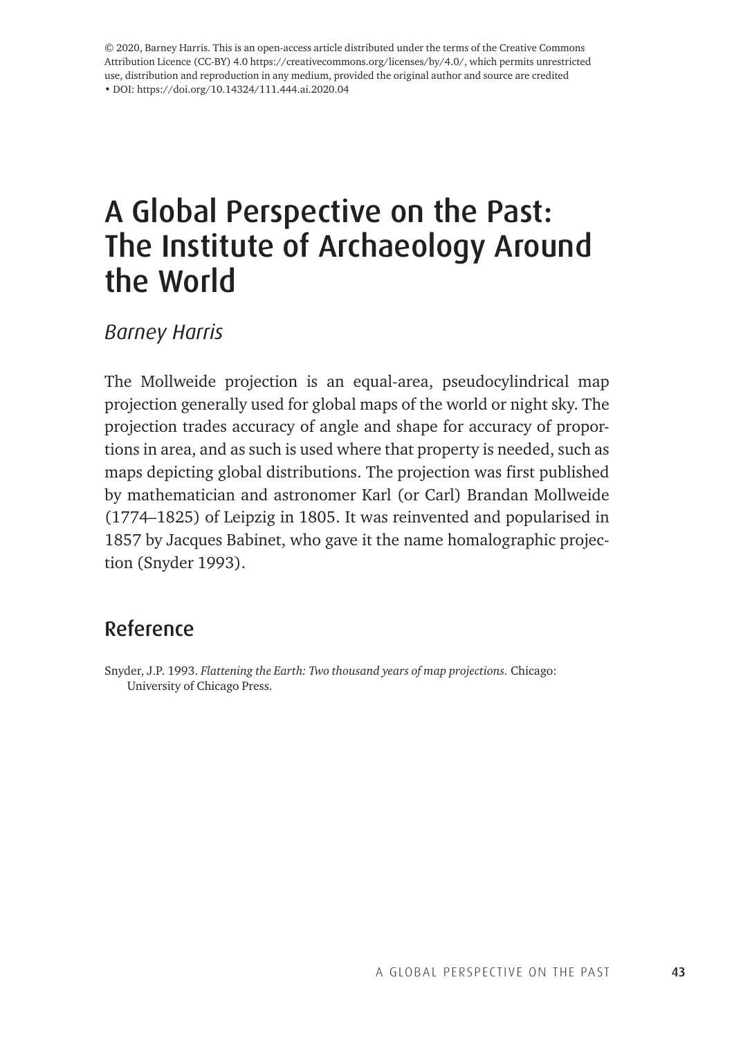© 2020, Barney Harris. This is an open-access article distributed under the terms of the Creative Commons Attribution Licence (CC-BY) 4.0 https://creativecommons.org/licenses/by/4.0/, which permits unrestricted use, distribution and reproduction in any medium, provided the original author and source are credited • DOI: https://doi.org/10.14324/111.444.ai.2020.04

# A Global Perspective on the Past: The Institute of Archaeology Around the World

*Barney Harris*

The Mollweide projection is an equal-area, pseudocylindrical map projection generally used for global maps of the world or night sky. The projection trades accuracy of angle and shape for accuracy of proportions in area, and as such is used where that property is needed, such as maps depicting global distributions. The projection was first published by mathematician and astronomer Karl (or Carl) Brandan Mollweide (1774–1825) of Leipzig in 1805. It was reinvented and popularised in 1857 by Jacques Babinet, who gave it the name homalographic projection (Snyder 1993).

## Reference

Snyder, J.P. 1993. *Flattening the Earth: Two thousand years of map projections.* Chicago: University of Chicago Press.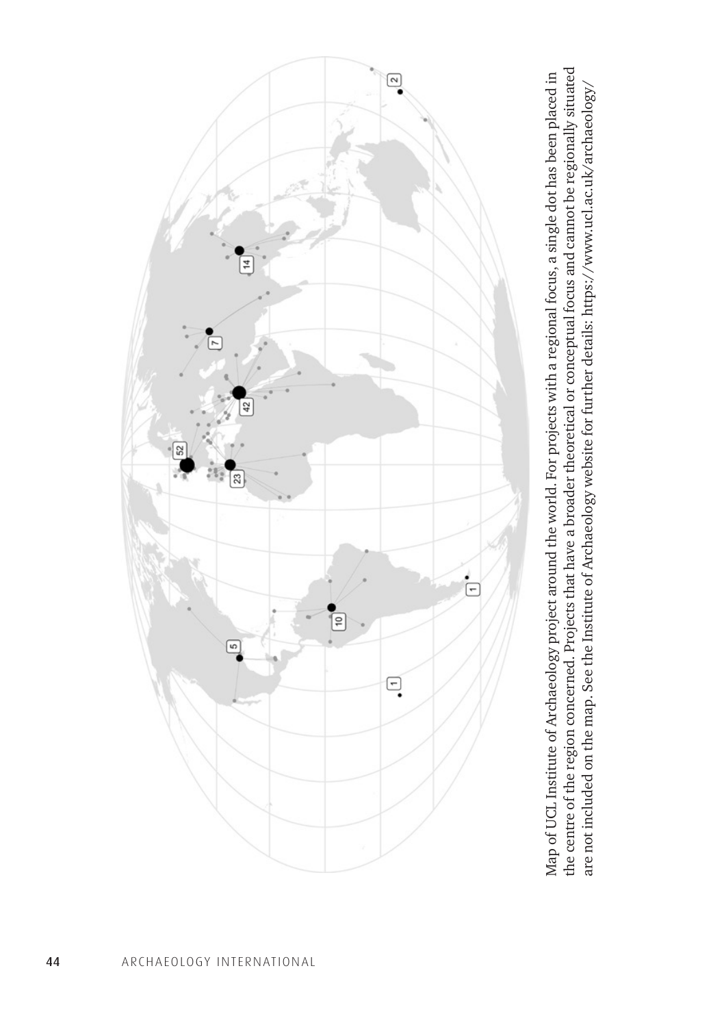Map of UCL Institute of Archaeology project around the world. For projects with a regional focus, a single dot has been placed in the centre of the region concerned. Projects that have a broader theoretical or conceptual focus and cannot be regionally situated are not included on the map. See the Institute of Archaeology website for further details: https://www.ucl.ac.uk/archaeology/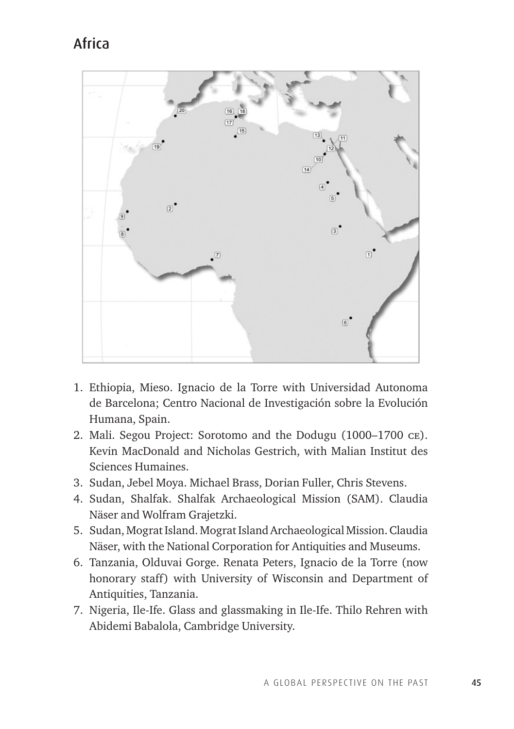# Africa

1. Ethiopia, Mieso. Ignacio de la Torre with Universidad Autonoma de Barcelona; Centro Nacional de Investigación sobre la Evolución Humana, Spain.
2. Mali. Segou Project: Sorotomo and the Dodugu (1000–1700 CE). Kevin MacDonald and Nicholas Gestrich, with Malian Institut des Sciences Humaines.
3. Sudan, Jebel Moya. Michael Brass, Dorian Fuller, Chris Stevens.
4. Sudan, Shalfak. Shalfak Archaeological Mission (SAM). Claudia Näser and Wolfram Grajetzki.
5. Sudan, Mograt Island. Mograt Island Archaeological Mission. Claudia Näser, with the National Corporation for Antiquities and Museums.
6. Tanzania, Olduvai Gorge. Renata Peters, Ignacio de la Torre (now honorary staff) with University of Wisconsin and Department of Antiquities, Tanzania.
7. Nigeria, Ile-Ife. Glass and glassmaking in Ile-Ife. Thilo Rehren with Abidemi Babalola, Cambridge University.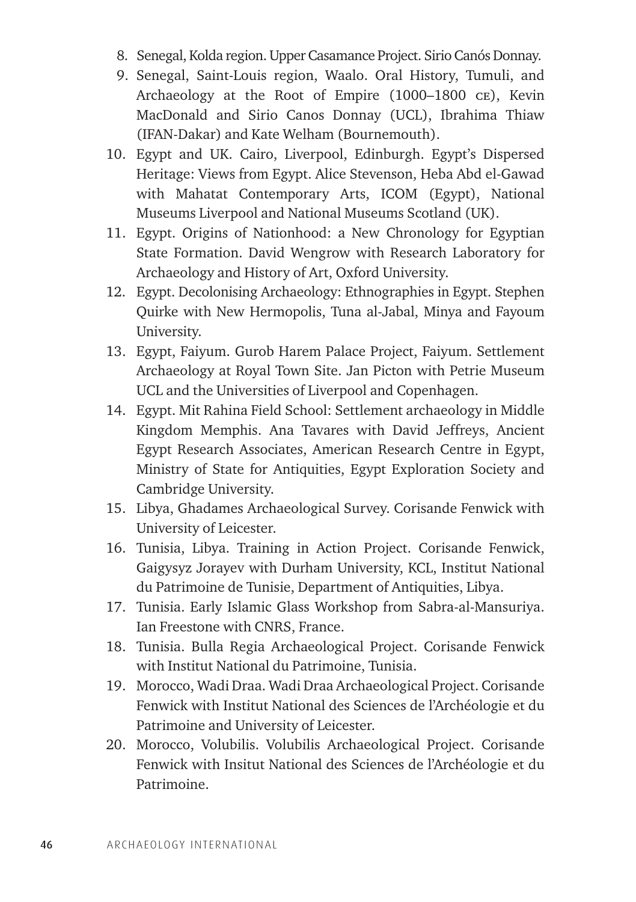8. Senegal, Kolda region. Upper Casamance Project. Sirio Canós Donnay.
9. Senegal, Saint-Louis region, Waalo. Oral History, Tumuli, and Archaeology at the Root of Empire (1000–1800 CE), Kevin MacDonald and Sirio Canos Donnay (UCL), Ibrahima Thiaw (IFAN-Dakar) and Kate Welham (Bournemouth).
10. Egypt and UK. Cairo, Liverpool, Edinburgh. Egypt's Dispersed Heritage: Views from Egypt. Alice Stevenson, Heba Abd el-Gawad with Mahatat Contemporary Arts, ICOM (Egypt), National Museums Liverpool and National Museums Scotland (UK).
11. Egypt. Origins of Nationhood: a New Chronology for Egyptian State Formation. David Wengrow with Research Laboratory for Archaeology and History of Art, Oxford University.
12. Egypt. Decolonising Archaeology: Ethnographies in Egypt. Stephen Quirke with New Hermopolis, Tuna al-Jabal, Minya and Fayoum University.
13. Egypt, Faiyum. Gurob Harem Palace Project, Faiyum. Settlement Archaeology at Royal Town Site. Jan Picton with Petrie Museum UCL and the Universities of Liverpool and Copenhagen.
14. Egypt. Mit Rahina Field School: Settlement archaeology in Middle Kingdom Memphis. Ana Tavares with David Jeffreys, Ancient Egypt Research Associates, American Research Centre in Egypt, Ministry of State for Antiquities, Egypt Exploration Society and Cambridge University.
15. Libya, Ghadames Archaeological Survey. Corisande Fenwick with University of Leicester.
16. Tunisia, Libya. Training in Action Project. Corisande Fenwick, Gaigysyz Jorayev with Durham University, KCL, Institut National du Patrimoine de Tunisie, Department of Antiquities, Libya.
17. Tunisia. Early Islamic Glass Workshop from Sabra-al-Mansuriya. Ian Freestone with CNRS, France.
18. Tunisia. Bulla Regia Archaeological Project. Corisande Fenwick with Institut National du Patrimoine, Tunisia.
19. Morocco, Wadi Draa. Wadi Draa Archaeological Project. Corisande Fenwick with Institut National des Sciences de l'Archéologie et du Patrimoine and University of Leicester.
20. Morocco, Volubilis. Volubilis Archaeological Project. Corisande Fenwick with Insitut National des Sciences de l'Archéologie et du Patrimoine.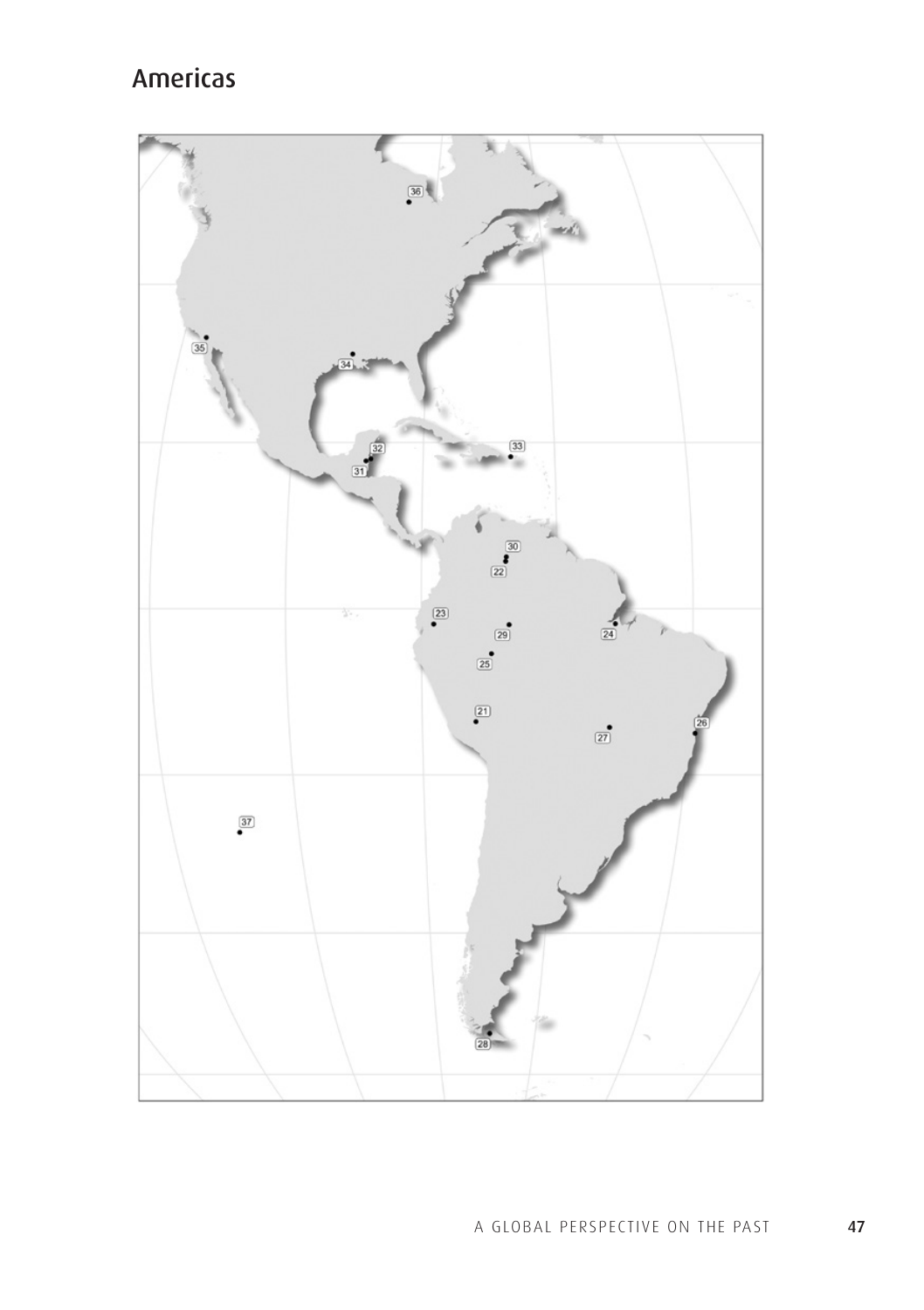## Americas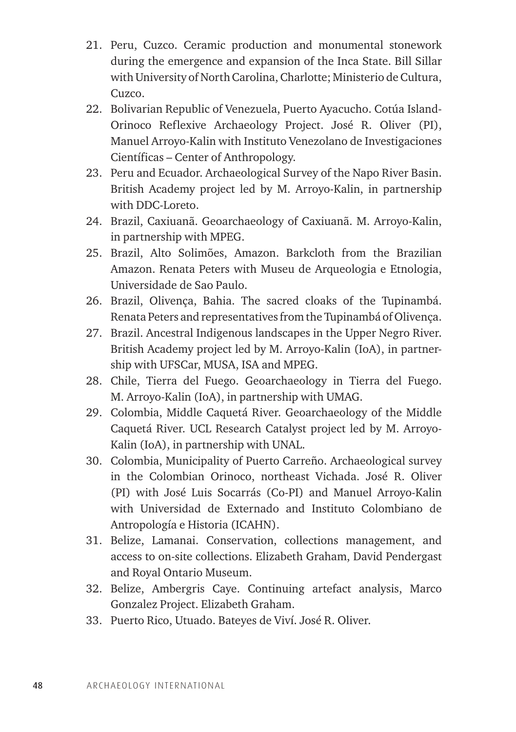21. Peru, Cuzco. Ceramic production and monumental stonework during the emergence and expansion of the Inca State. Bill Sillar with University of North Carolina, Charlotte; Ministerio de Cultura, Cuzco.
22. Bolivarian Republic of Venezuela, Puerto Ayacucho. Cotúa Island-Orinoco Reflexive Archaeology Project. José R. Oliver (PI), Manuel Arroyo-Kalin with Instituto Venezolano de Investigaciones Científicas – Center of Anthropology.
23. Peru and Ecuador. Archaeological Survey of the Napo River Basin. British Academy project led by M. Arroyo-Kalin, in partnership with DDC-Loreto.
24. Brazil, Caxiuanã. Geoarchaeology of Caxiuanã. M. Arroyo-Kalin, in partnership with MPEG.
25. Brazil, Alto Solimões, Amazon. Barkcloth from the Brazilian Amazon. Renata Peters with Museu de Arqueologia e Etnologia, Universidade de Sao Paulo.
26. Brazil, Olivença, Bahia. The sacred cloaks of the Tupinambá. Renata Peters and representatives from the Tupinambá of Olivença.
27. Brazil. Ancestral Indigenous landscapes in the Upper Negro River. British Academy project led by M. Arroyo-Kalin (IoA), in partnership with UFSCar, MUSA, ISA and MPEG.
28. Chile, Tierra del Fuego. Geoarchaeology in Tierra del Fuego. M. Arroyo-Kalin (IoA), in partnership with UMAG.
29. Colombia, Middle Caquetá River. Geoarchaeology of the Middle Caquetá River. UCL Research Catalyst project led by M. Arroyo-Kalin (IoA), in partnership with UNAL.
30. Colombia, Municipality of Puerto Carreño. Archaeological survey in the Colombian Orinoco, northeast Vichada. José R. Oliver (PI) with José Luis Socarrás (Co-PI) and Manuel Arroyo-Kalin with Universidad de Externado and Instituto Colombiano de Antropología e Historia (ICAHN).
31. Belize, Lamanai. Conservation, collections management, and access to on-site collections. Elizabeth Graham, David Pendergast and Royal Ontario Museum.
32. Belize, Ambergris Caye. Continuing artefact analysis, Marco Gonzalez Project. Elizabeth Graham.
33. Puerto Rico, Utuado. Bateyes de Viví. José R. Oliver.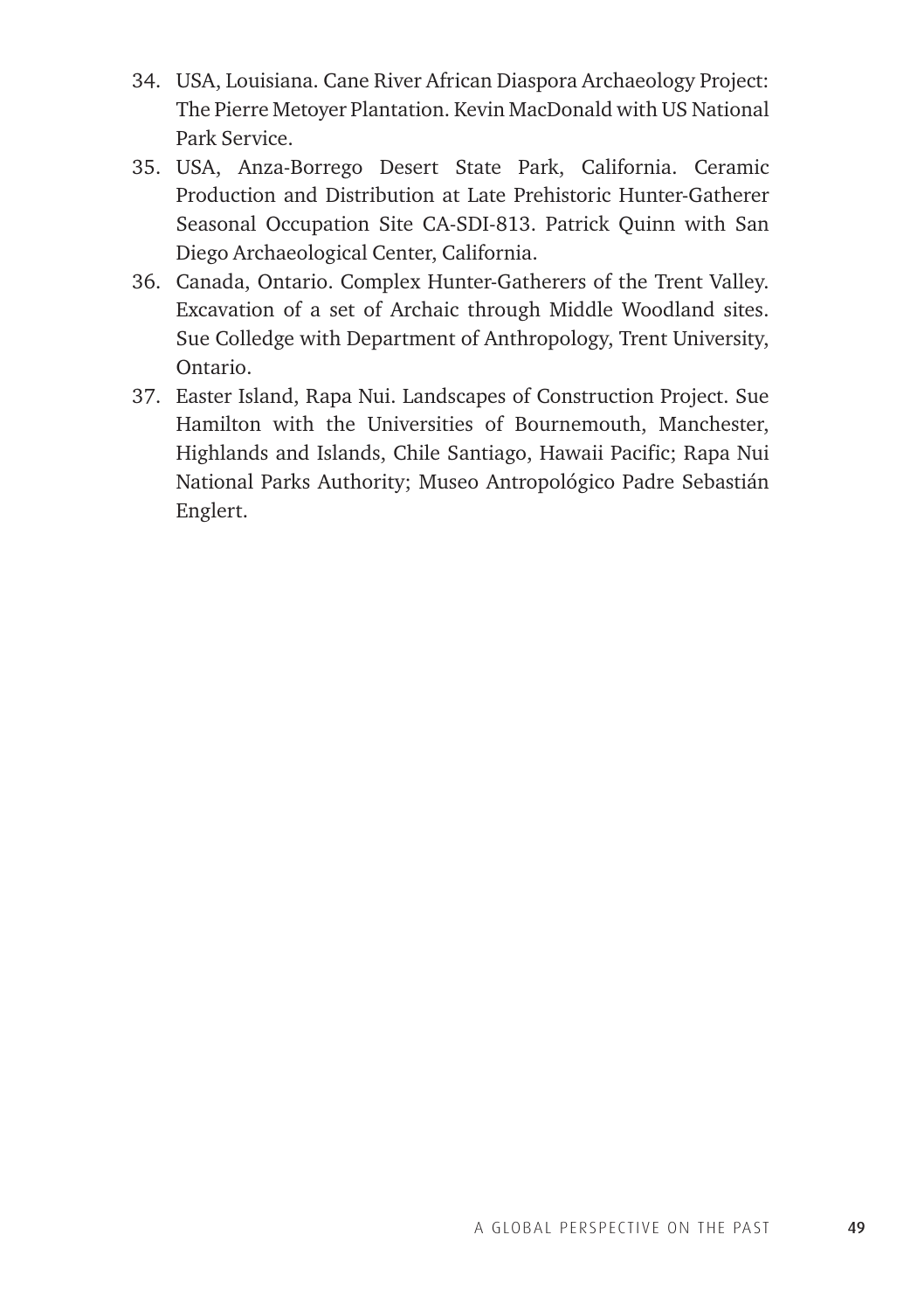34. USA, Louisiana. Cane River African Diaspora Archaeology Project: The Pierre Metoyer Plantation. Kevin MacDonald with US National Park Service.
35. USA, Anza-Borrego Desert State Park, California. Ceramic Production and Distribution at Late Prehistoric Hunter-Gatherer Seasonal Occupation Site CA-SDI-813. Patrick Quinn with San Diego Archaeological Center, California.
36. Canada, Ontario. Complex Hunter-Gatherers of the Trent Valley. Excavation of a set of Archaic through Middle Woodland sites. Sue Colledge with Department of Anthropology, Trent University, Ontario.
37. Easter Island, Rapa Nui. Landscapes of Construction Project. Sue Hamilton with the Universities of Bournemouth, Manchester, Highlands and Islands, Chile Santiago, Hawaii Pacific; Rapa Nui National Parks Authority; Museo Antropológico Padre Sebastián Englert.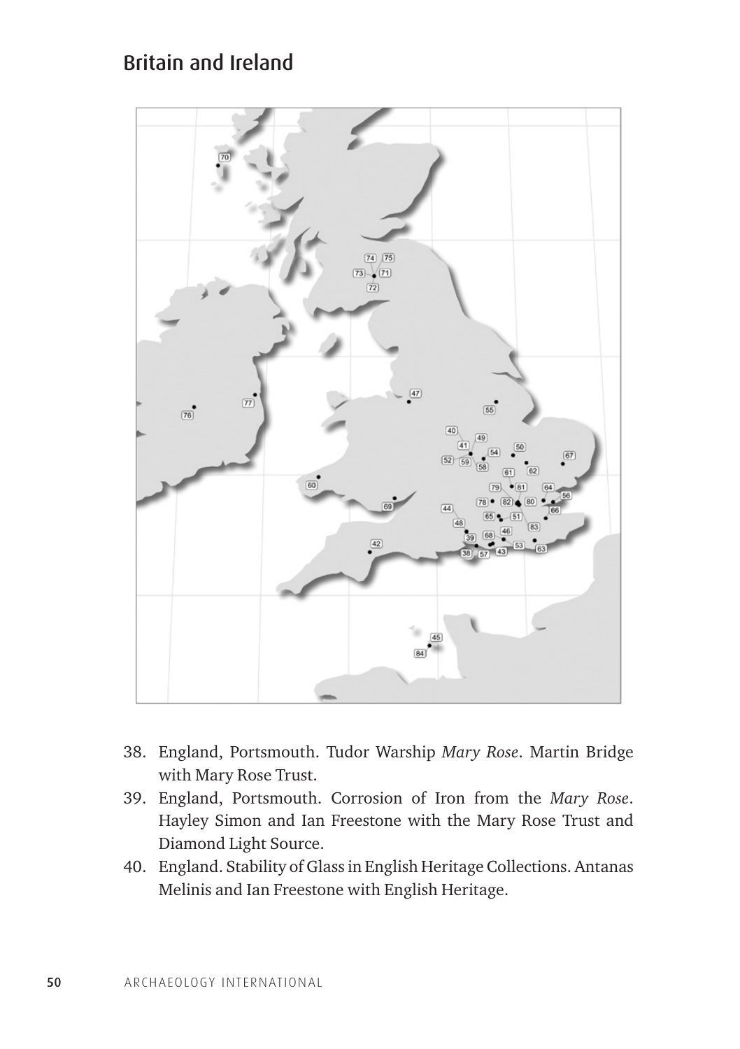## Britain and Ireland

38. England, Portsmouth. Tudor Warship *Mary Rose*. Martin Bridge with Mary Rose Trust.
39. England, Portsmouth. Corrosion of Iron from the *Mary Rose*. Hayley Simon and Ian Freestone with the Mary Rose Trust and Diamond Light Source.
40. England. Stability of Glass in English Heritage Collections. Antanas Melinis and Ian Freestone with English Heritage.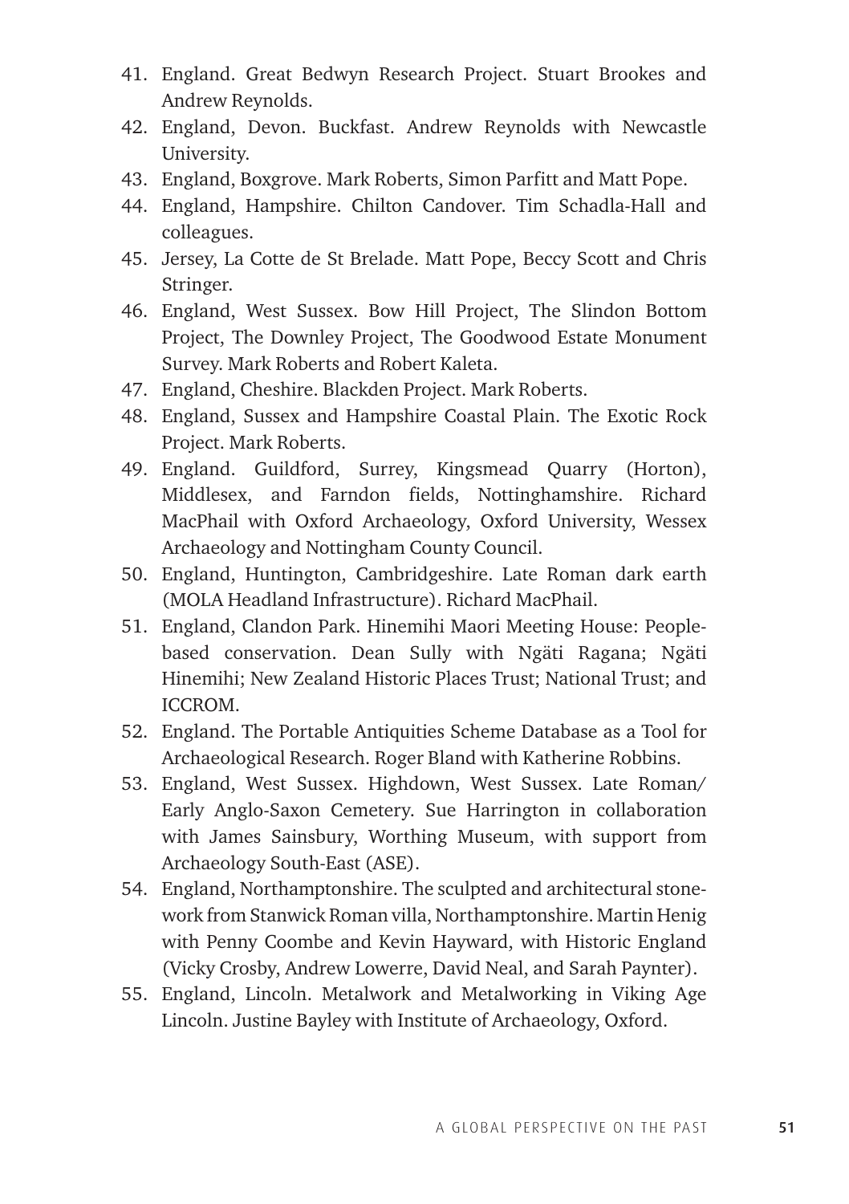41. England. Great Bedwyn Research Project. Stuart Brookes and Andrew Reynolds.
42. England, Devon. Buckfast. Andrew Reynolds with Newcastle University.
43. England, Boxgrove. Mark Roberts, Simon Parfitt and Matt Pope.
44. England, Hampshire. Chilton Candover. Tim Schadla-Hall and colleagues.
45. Jersey, La Cotte de St Brelade. Matt Pope, Beccy Scott and Chris Stringer.
46. England, West Sussex. Bow Hill Project, The Slindon Bottom Project, The Downley Project, The Goodwood Estate Monument Survey. Mark Roberts and Robert Kaleta.
47. England, Cheshire. Blackden Project. Mark Roberts.
48. England, Sussex and Hampshire Coastal Plain. The Exotic Rock Project. Mark Roberts.
49. England. Guildford, Surrey, Kingsmead Quarry (Horton), Middlesex, and Farndon fields, Nottinghamshire. Richard MacPhail with Oxford Archaeology, Oxford University, Wessex Archaeology and Nottingham County Council.
50. England, Huntington, Cambridgeshire. Late Roman dark earth (MOLA Headland Infrastructure). Richard MacPhail.
51. England, Clandon Park. Hinemihi Maori Meeting House: People-based conservation. Dean Sully with Ngäti Ragana; Ngäti Hinemihi; New Zealand Historic Places Trust; National Trust; and ICCROM.
52. England. The Portable Antiquities Scheme Database as a Tool for Archaeological Research. Roger Bland with Katherine Robbins.
53. England, West Sussex. Highdown, West Sussex. Late Roman/ Early Anglo-Saxon Cemetery. Sue Harrington in collaboration with James Sainsbury, Worthing Museum, with support from Archaeology South-East (ASE).
54. England, Northamptonshire. The sculpted and architectural stonework from Stanwick Roman villa, Northamptonshire. Martin Henig with Penny Coombe and Kevin Hayward, with Historic England (Vicky Crosby, Andrew Lowerre, David Neal, and Sarah Paynter).
55. England, Lincoln. Metalwork and Metalworking in Viking Age Lincoln. Justine Bayley with Institute of Archaeology, Oxford.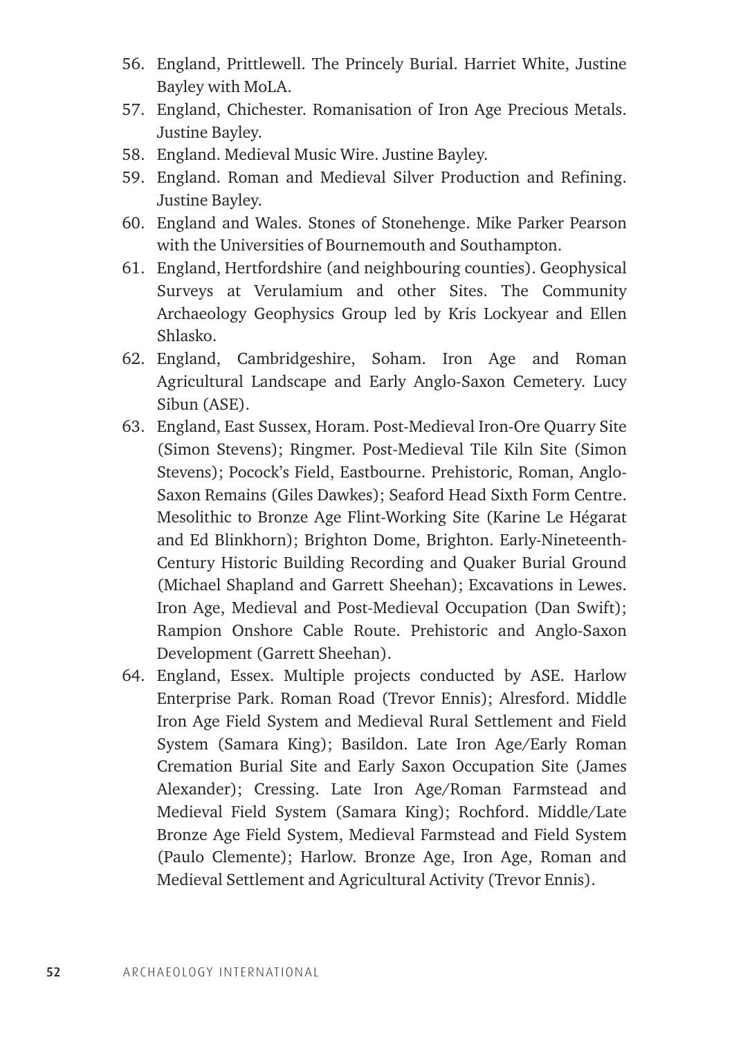56. England, Prittlewell. The Princely Burial. Harriet White, Justine Bayley with MoLA.
57. England, Chichester. Romanisation of Iron Age Precious Metals. Justine Bayley.
58. England. Medieval Music Wire. Justine Bayley.
59. England. Roman and Medieval Silver Production and Refining. Justine Bayley.
60. England and Wales. Stones of Stonehenge. Mike Parker Pearson with the Universities of Bournemouth and Southampton.
61. England, Hertfordshire (and neighbouring counties). Geophysical Surveys at Verulamium and other Sites. The Community Archaeology Geophysics Group led by Kris Lockyear and Ellen Shlasko.
62. England, Cambridgeshire, Soham. Iron Age and Roman Agricultural Landscape and Early Anglo-Saxon Cemetery. Lucy Sibun (ASE).
63. England, East Sussex, Horam. Post-Medieval Iron-Ore Quarry Site (Simon Stevens); Ringmer. Post-Medieval Tile Kiln Site (Simon Stevens); Pocock's Field, Eastbourne. Prehistoric, Roman, Anglo-Saxon Remains (Giles Dawkes); Seaford Head Sixth Form Centre. Mesolithic to Bronze Age Flint-Working Site (Karine Le Hégarat and Ed Blinkhorn); Brighton Dome, Brighton. Early-Nineteenth-Century Historic Building Recording and Quaker Burial Ground (Michael Shapland and Garrett Sheehan); Excavations in Lewes. Iron Age, Medieval and Post-Medieval Occupation (Dan Swift); Rampion Onshore Cable Route. Prehistoric and Anglo-Saxon Development (Garrett Sheehan).
64. England, Essex. Multiple projects conducted by ASE. Harlow Enterprise Park. Roman Road (Trevor Ennis); Alresford. Middle Iron Age Field System and Medieval Rural Settlement and Field System (Samara King); Basildon. Late Iron Age/Early Roman Cremation Burial Site and Early Saxon Occupation Site (James Alexander); Cressing. Late Iron Age/Roman Farmstead and Medieval Field System (Samara King); Rochford. Middle/Late Bronze Age Field System, Medieval Farmstead and Field System (Paulo Clemente); Harlow. Bronze Age, Iron Age, Roman and Medieval Settlement and Agricultural Activity (Trevor Ennis).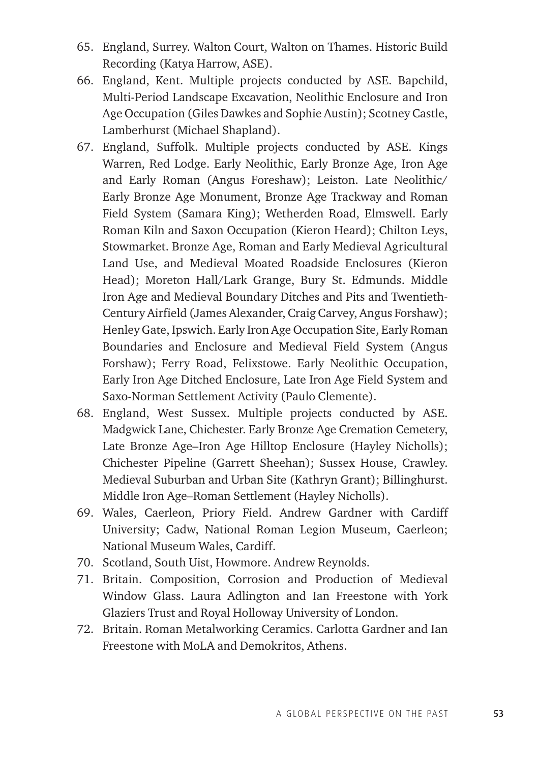65. England, Surrey. Walton Court, Walton on Thames. Historic Build Recording (Katya Harrow, ASE).
66. England, Kent. Multiple projects conducted by ASE. Bapchild, Multi-Period Landscape Excavation, Neolithic Enclosure and Iron Age Occupation (Giles Dawkes and Sophie Austin); Scotney Castle, Lamberhurst (Michael Shapland).
67. England, Suffolk. Multiple projects conducted by ASE. Kings Warren, Red Lodge. Early Neolithic, Early Bronze Age, Iron Age and Early Roman (Angus Foreshaw); Leiston. Late Neolithic/ Early Bronze Age Monument, Bronze Age Trackway and Roman Field System (Samara King); Wetherden Road, Elmswell. Early Roman Kiln and Saxon Occupation (Kieron Heard); Chilton Leys, Stowmarket. Bronze Age, Roman and Early Medieval Agricultural Land Use, and Medieval Moated Roadside Enclosures (Kieron Head); Moreton Hall/Lark Grange, Bury St. Edmunds. Middle Iron Age and Medieval Boundary Ditches and Pits and Twentieth-Century Airfield (James Alexander, Craig Carvey, Angus Forshaw); Henley Gate, Ipswich. Early Iron Age Occupation Site, Early Roman Boundaries and Enclosure and Medieval Field System (Angus Forshaw); Ferry Road, Felixstowe. Early Neolithic Occupation, Early Iron Age Ditched Enclosure, Late Iron Age Field System and Saxo-Norman Settlement Activity (Paulo Clemente).
68. England, West Sussex. Multiple projects conducted by ASE. Madgwick Lane, Chichester. Early Bronze Age Cremation Cemetery, Late Bronze Age–Iron Age Hilltop Enclosure (Hayley Nicholls); Chichester Pipeline (Garrett Sheehan); Sussex House, Crawley. Medieval Suburban and Urban Site (Kathryn Grant); Billinghurst. Middle Iron Age–Roman Settlement (Hayley Nicholls).
69. Wales, Caerleon, Priory Field. Andrew Gardner with Cardiff University; Cadw, National Roman Legion Museum, Caerleon; National Museum Wales, Cardiff.
70. Scotland, South Uist, Howmore. Andrew Reynolds.
71. Britain. Composition, Corrosion and Production of Medieval Window Glass. Laura Adlington and Ian Freestone with York Glaziers Trust and Royal Holloway University of London.
72. Britain. Roman Metalworking Ceramics. Carlotta Gardner and Ian Freestone with MoLA and Demokritos, Athens.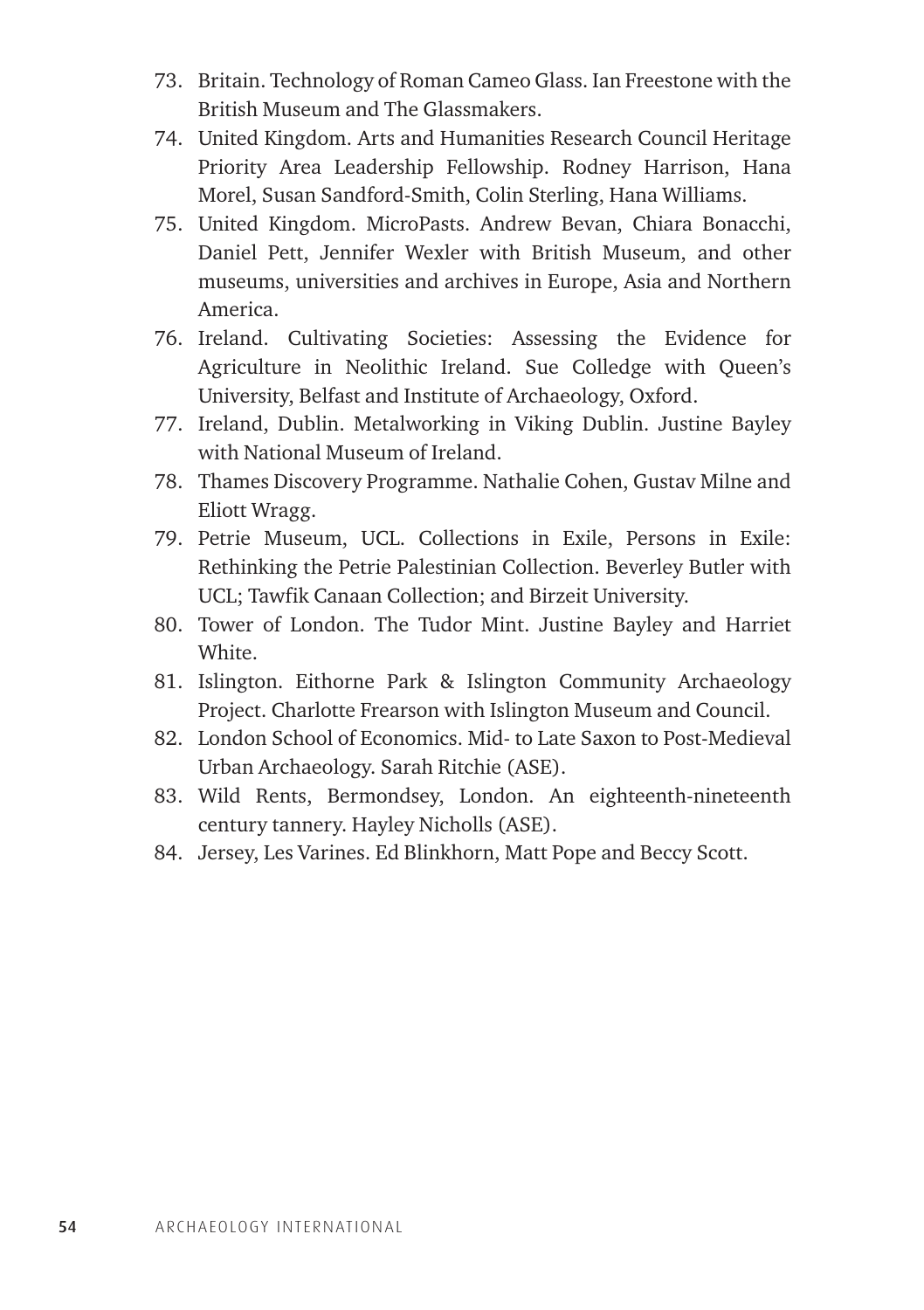73. Britain. Technology of Roman Cameo Glass. Ian Freestone with the British Museum and The Glassmakers.
74. United Kingdom. Arts and Humanities Research Council Heritage Priority Area Leadership Fellowship. Rodney Harrison, Hana Morel, Susan Sandford-Smith, Colin Sterling, Hana Williams.
75. United Kingdom. MicroPasts. Andrew Bevan, Chiara Bonacchi, Daniel Pett, Jennifer Wexler with British Museum, and other museums, universities and archives in Europe, Asia and Northern America.
76. Ireland. Cultivating Societies: Assessing the Evidence for Agriculture in Neolithic Ireland. Sue Colledge with Queen's University, Belfast and Institute of Archaeology, Oxford.
77. Ireland, Dublin. Metalworking in Viking Dublin. Justine Bayley with National Museum of Ireland.
78. Thames Discovery Programme. Nathalie Cohen, Gustav Milne and Eliott Wragg.
79. Petrie Museum, UCL. Collections in Exile, Persons in Exile: Rethinking the Petrie Palestinian Collection. Beverley Butler with UCL; Tawfik Canaan Collection; and Birzeit University.
80. Tower of London. The Tudor Mint. Justine Bayley and Harriet White.
81. Islington. Eithorne Park & Islington Community Archaeology Project. Charlotte Frearson with Islington Museum and Council.
82. London School of Economics. Mid- to Late Saxon to Post-Medieval Urban Archaeology. Sarah Ritchie (ASE).
83. Wild Rents, Bermondsey, London. An eighteenth-nineteenth century tannery. Hayley Nicholls (ASE).
84. Jersey, Les Varines. Ed Blinkhorn, Matt Pope and Beccy Scott.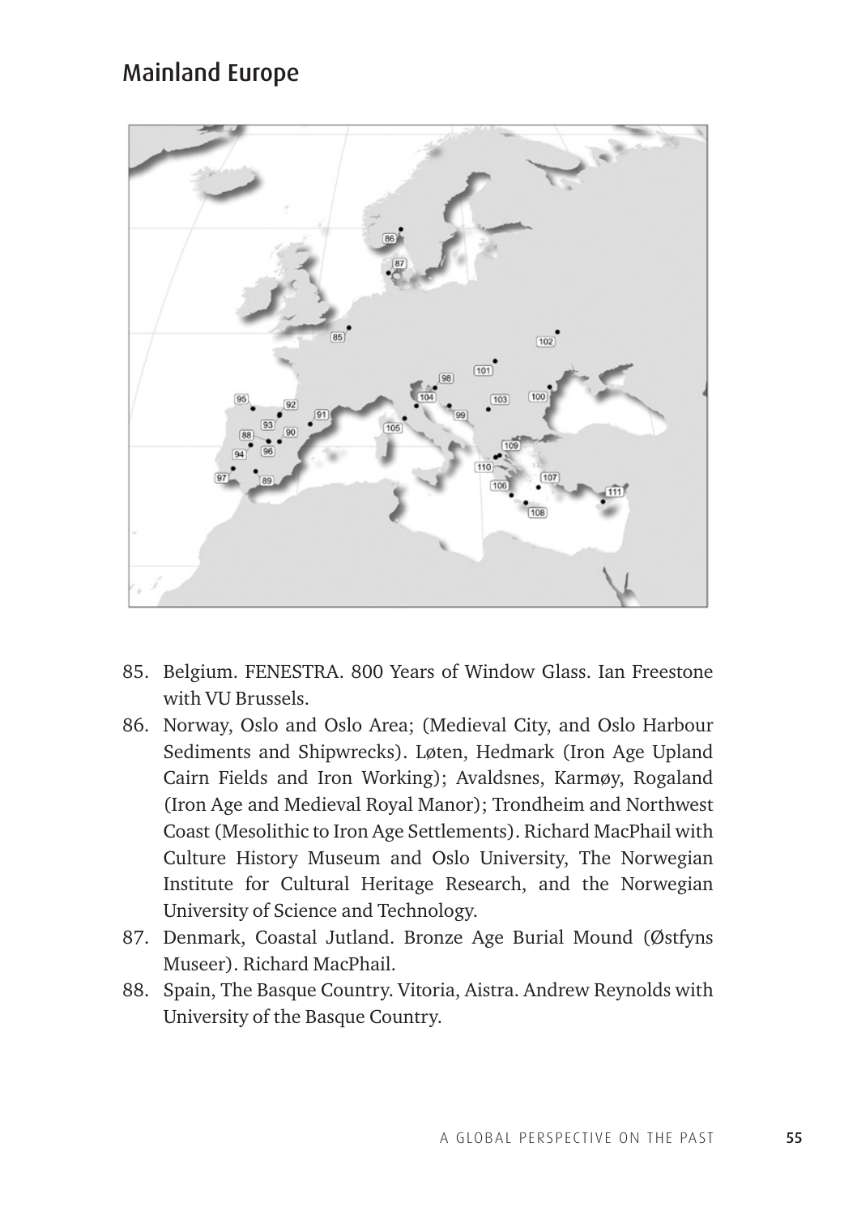## Mainland Europe

85. Belgium. FENESTRA. 800 Years of Window Glass. Ian Freestone with VU Brussels.
86. Norway, Oslo and Oslo Area; (Medieval City, and Oslo Harbour Sediments and Shipwrecks). Løten, Hedmark (Iron Age Upland Cairn Fields and Iron Working); Avaldsnes, Karmøy, Rogaland (Iron Age and Medieval Royal Manor); Trondheim and Northwest Coast (Mesolithic to Iron Age Settlements). Richard MacPhail with Culture History Museum and Oslo University, The Norwegian Institute for Cultural Heritage Research, and the Norwegian University of Science and Technology.
87. Denmark, Coastal Jutland. Bronze Age Burial Mound (Østfyns Museer). Richard MacPhail.
88. Spain, The Basque Country. Vitoria, Aistra. Andrew Reynolds with University of the Basque Country.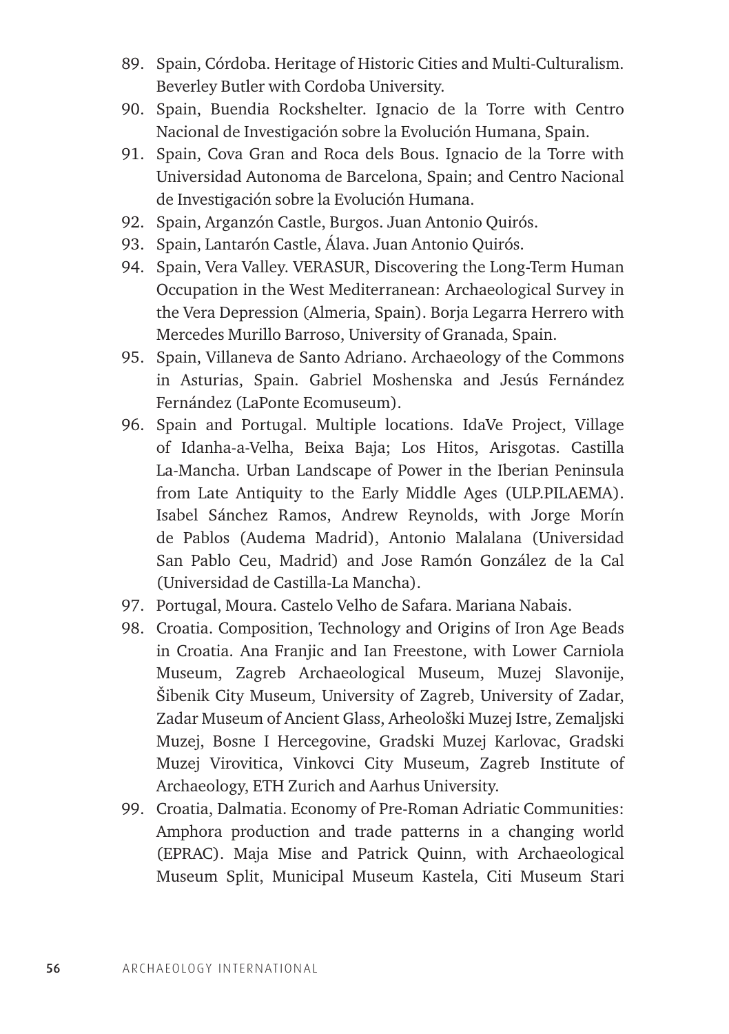89. Spain, Córdoba. Heritage of Historic Cities and Multi-Culturalism. Beverley Butler with Cordoba University.
90. Spain, Buendia Rockshelter. Ignacio de la Torre with Centro Nacional de Investigación sobre la Evolución Humana, Spain.
91. Spain, Cova Gran and Roca dels Bous. Ignacio de la Torre with Universidad Autonoma de Barcelona, Spain; and Centro Nacional de Investigación sobre la Evolución Humana.
92. Spain, Arganzón Castle, Burgos. Juan Antonio Quirós.
93. Spain, Lantarón Castle, Álava. Juan Antonio Quirós.
94. Spain, Vera Valley. VERASUR, Discovering the Long-Term Human Occupation in the West Mediterranean: Archaeological Survey in the Vera Depression (Almeria, Spain). Borja Legarra Herrero with Mercedes Murillo Barroso, University of Granada, Spain.
95. Spain, Villaneva de Santo Adriano. Archaeology of the Commons in Asturias, Spain. Gabriel Moshenska and Jesús Fernández Fernández (LaPonte Ecomuseum).
96. Spain and Portugal. Multiple locations. IdaVe Project, Village of Idanha-a-Velha, Beixa Baja; Los Hitos, Arisgotas. Castilla La-Mancha. Urban Landscape of Power in the Iberian Peninsula from Late Antiquity to the Early Middle Ages (ULP.PILAEMA). Isabel Sánchez Ramos, Andrew Reynolds, with Jorge Morín de Pablos (Audema Madrid), Antonio Malalana (Universidad San Pablo Ceu, Madrid) and Jose Ramón González de la Cal (Universidad de Castilla-La Mancha).
97. Portugal, Moura. Castelo Velho de Safara. Mariana Nabais.
98. Croatia. Composition, Technology and Origins of Iron Age Beads in Croatia. Ana Franjic and Ian Freestone, with Lower Carniola Museum, Zagreb Archaeological Museum, Muzej Slavonije, Šibenik City Museum, University of Zagreb, University of Zadar, Zadar Museum of Ancient Glass, Arheološki Muzej Istre, Zemaljski Muzej, Bosne I Hercegovine, Gradski Muzej Karlovac, Gradski Muzej Virovitica, Vinkovci City Museum, Zagreb Institute of Archaeology, ETH Zurich and Aarhus University.
99. Croatia, Dalmatia. Economy of Pre-Roman Adriatic Communities: Amphora production and trade patterns in a changing world (EPRAC). Maja Mise and Patrick Quinn, with Archaeological Museum Split, Municipal Museum Kastela, Citi Museum Stari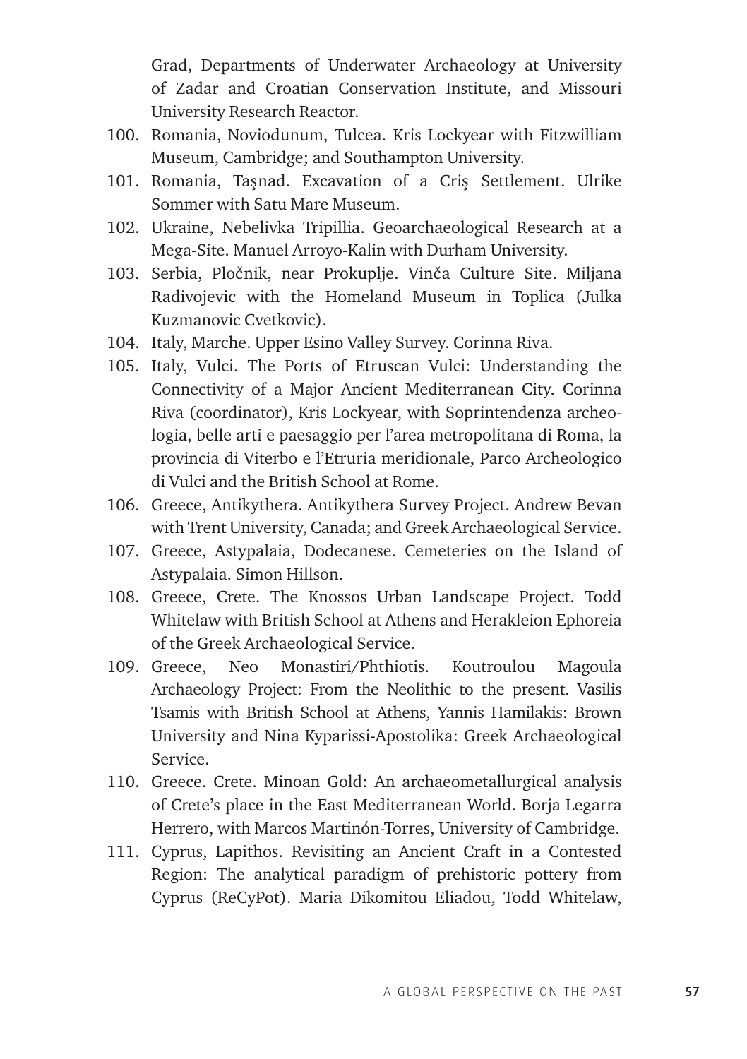Grad, Departments of Underwater Archaeology at University of Zadar and Croatian Conservation Institute, and Missouri University Research Reactor.

100. Romania, Noviodunum, Tulcea. Kris Lockyear with Fitzwilliam Museum, Cambridge; and Southampton University.
101. Romania, Taşnad. Excavation of a Criş Settlement. Ulrike Sommer with Satu Mare Museum.
102. Ukraine, Nebelivka Tripillia. Geoarchaeological Research at a Mega-Site. Manuel Arroyo-Kalin with Durham University.
103. Serbia, Pločnik, near Prokuplje. Vinča Culture Site. Miljana Radivojevic with the Homeland Museum in Toplica (Julka Kuzmanovic Cvetkovic).
104. Italy, Marche. Upper Esino Valley Survey. Corinna Riva.
105. Italy, Vulci. The Ports of Etruscan Vulci: Understanding the Connectivity of a Major Ancient Mediterranean City. Corinna Riva (coordinator), Kris Lockyear, with Soprintendenza archeologia, belle arti e paesaggio per l'area metropolitana di Roma, la provincia di Viterbo e l'Etruria meridionale, Parco Archeologico di Vulci and the British School at Rome.
106. Greece, Antikythera. Antikythera Survey Project. Andrew Bevan with Trent University, Canada; and Greek Archaeological Service.
107. Greece, Astypalaia, Dodecanese. Cemeteries on the Island of Astypalaia. Simon Hillson.
108. Greece, Crete. The Knossos Urban Landscape Project. Todd Whitelaw with British School at Athens and Herakleion Ephoreia of the Greek Archaeological Service.
109. Greece, Neo Monastiri/Phthiotis. Koutroulou Magoula Archaeology Project: From the Neolithic to the present. Vasilis Tsamis with British School at Athens, Yannis Hamilakis: Brown University and Nina Kyparissi-Apostolika: Greek Archaeological Service.
110. Greece. Crete. Minoan Gold: An archaeometallurgical analysis of Crete's place in the East Mediterranean World. Borja Legarra Herrero, with Marcos Martinón-Torres, University of Cambridge.
111. Cyprus, Lapithos. Revisiting an Ancient Craft in a Contested Region: The analytical paradigm of prehistoric pottery from Cyprus (ReCyPot). Maria Dikomitou Eliadou, Todd Whitelaw,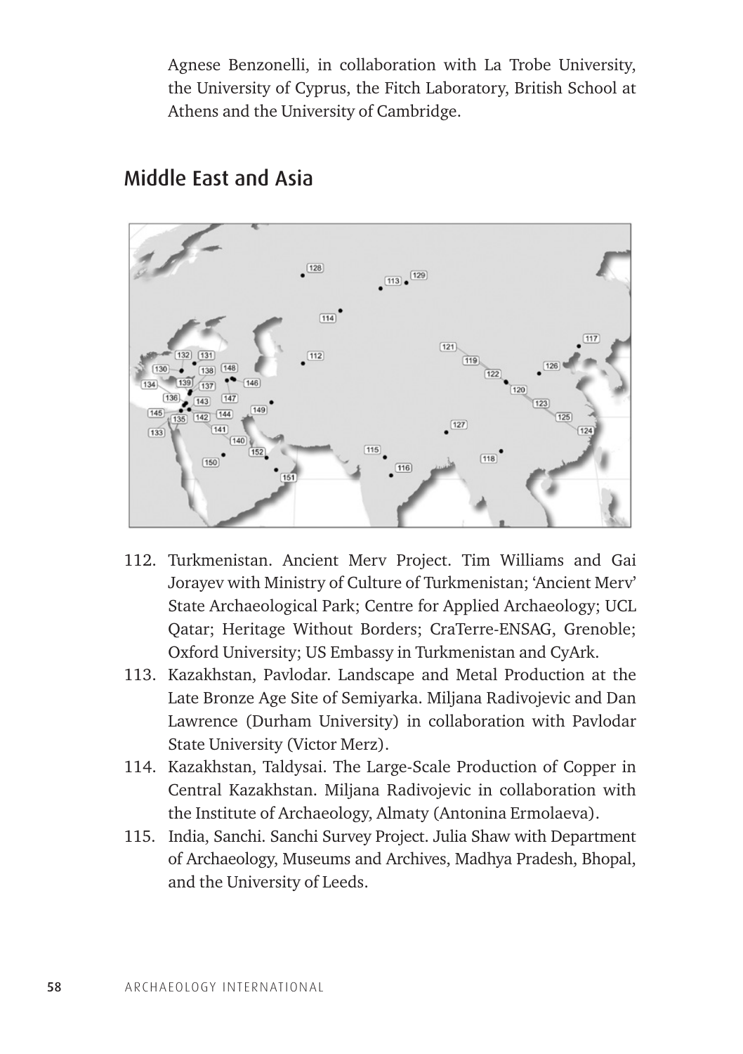Agnese Benzonelli, in collaboration with La Trobe University, the University of Cyprus, the Fitch Laboratory, British School at Athens and the University of Cambridge.

## Middle East and Asia

112. Turkmenistan. Ancient Merv Project. Tim Williams and Gai Jorayev with Ministry of Culture of Turkmenistan; 'Ancient Merv' State Archaeological Park; Centre for Applied Archaeology; UCL Qatar; Heritage Without Borders; CraTerre-ENSAG, Grenoble; Oxford University; US Embassy in Turkmenistan and CyArk.
113. Kazakhstan, Pavlodar. Landscape and Metal Production at the Late Bronze Age Site of Semiyarka. Miljana Radivojevic and Dan Lawrence (Durham University) in collaboration with Pavlodar State University (Victor Merz).
114. Kazakhstan, Taldysai. The Large-Scale Production of Copper in Central Kazakhstan. Miljana Radivojevic in collaboration with the Institute of Archaeology, Almaty (Antonina Ermolaeva).
115. India, Sanchi. Sanchi Survey Project. Julia Shaw with Department of Archaeology, Museums and Archives, Madhya Pradesh, Bhopal, and the University of Leeds.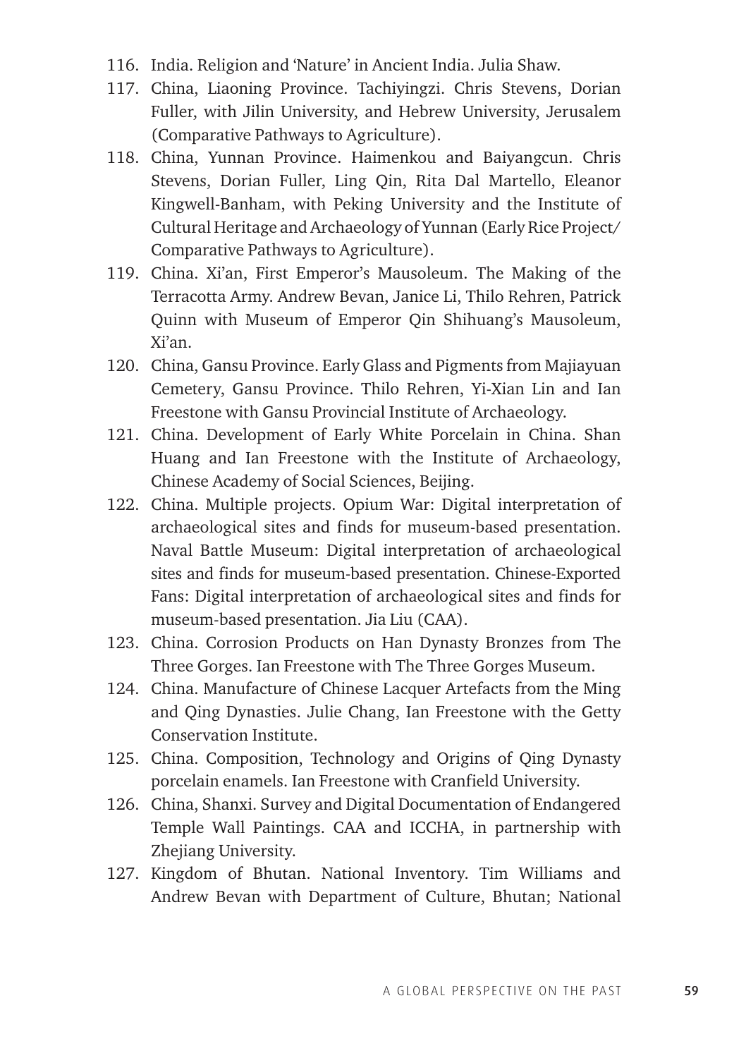116. India. Religion and 'Nature' in Ancient India. Julia Shaw.
117. China, Liaoning Province. Tachiyingzi. Chris Stevens, Dorian Fuller, with Jilin University, and Hebrew University, Jerusalem (Comparative Pathways to Agriculture).
118. China, Yunnan Province. Haimenkou and Baiyangcun. Chris Stevens, Dorian Fuller, Ling Qin, Rita Dal Martello, Eleanor Kingwell-Banham, with Peking University and the Institute of Cultural Heritage and Archaeology of Yunnan (Early Rice Project/ Comparative Pathways to Agriculture).
119. China. Xi'an, First Emperor's Mausoleum. The Making of the Terracotta Army. Andrew Bevan, Janice Li, Thilo Rehren, Patrick Quinn with Museum of Emperor Qin Shihuang's Mausoleum, Xi'an.
120. China, Gansu Province. Early Glass and Pigments from Majiayuan Cemetery, Gansu Province. Thilo Rehren, Yi-Xian Lin and Ian Freestone with Gansu Provincial Institute of Archaeology.
121. China. Development of Early White Porcelain in China. Shan Huang and Ian Freestone with the Institute of Archaeology, Chinese Academy of Social Sciences, Beijing.
122. China. Multiple projects. Opium War: Digital interpretation of archaeological sites and finds for museum-based presentation. Naval Battle Museum: Digital interpretation of archaeological sites and finds for museum-based presentation. Chinese-Exported Fans: Digital interpretation of archaeological sites and finds for museum-based presentation. Jia Liu (CAA).
123. China. Corrosion Products on Han Dynasty Bronzes from The Three Gorges. Ian Freestone with The Three Gorges Museum.
124. China. Manufacture of Chinese Lacquer Artefacts from the Ming and Qing Dynasties. Julie Chang, Ian Freestone with the Getty Conservation Institute.
125. China. Composition, Technology and Origins of Qing Dynasty porcelain enamels. Ian Freestone with Cranfield University.
126. China, Shanxi. Survey and Digital Documentation of Endangered Temple Wall Paintings. CAA and ICCHA, in partnership with Zhejiang University.
127. Kingdom of Bhutan. National Inventory. Tim Williams and Andrew Bevan with Department of Culture, Bhutan; National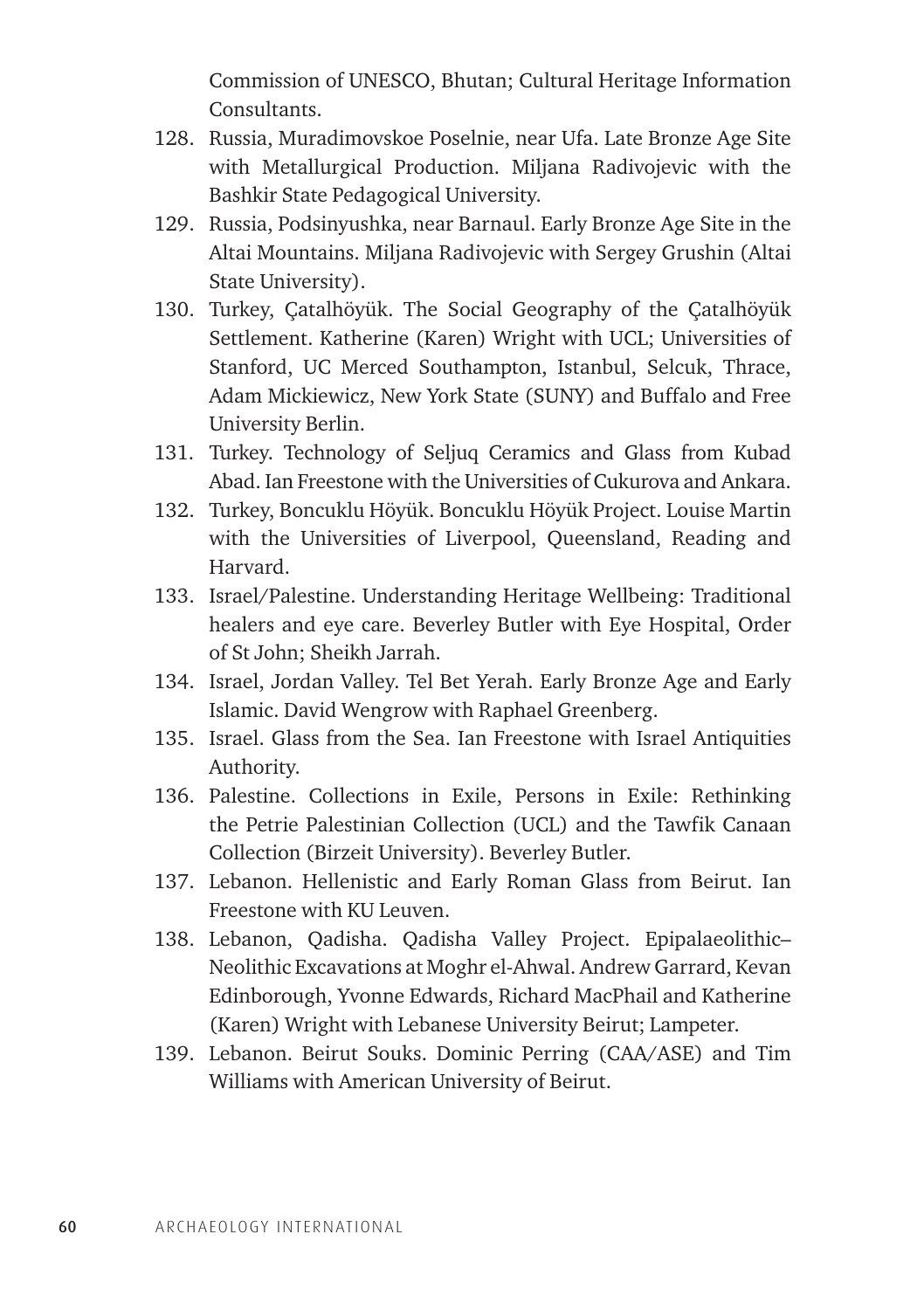Commission of UNESCO, Bhutan; Cultural Heritage Information Consultants.

128. Russia, Muradimovskoe Poselnie, near Ufa. Late Bronze Age Site with Metallurgical Production. Miljana Radivojevic with the Bashkir State Pedagogical University.
129. Russia, Podsinyushka, near Barnaul. Early Bronze Age Site in the Altai Mountains. Miljana Radivojevic with Sergey Grushin (Altai State University).
130. Turkey, Çatalhöyük. The Social Geography of the Çatalhöyük Settlement. Katherine (Karen) Wright with UCL; Universities of Stanford, UC Merced Southampton, Istanbul, Selcuk, Thrace, Adam Mickiewicz, New York State (SUNY) and Buffalo and Free University Berlin.
131. Turkey. Technology of Seljuq Ceramics and Glass from Kubad Abad. Ian Freestone with the Universities of Cukurova and Ankara.
132. Turkey, Boncuklu Höyük. Boncuklu Höyük Project. Louise Martin with the Universities of Liverpool, Queensland, Reading and Harvard.
133. Israel/Palestine. Understanding Heritage Wellbeing: Traditional healers and eye care. Beverley Butler with Eye Hospital, Order of St John; Sheikh Jarrah.
134. Israel, Jordan Valley. Tel Bet Yerah. Early Bronze Age and Early Islamic. David Wengrow with Raphael Greenberg.
135. Israel. Glass from the Sea. Ian Freestone with Israel Antiquities Authority.
136. Palestine. Collections in Exile, Persons in Exile: Rethinking the Petrie Palestinian Collection (UCL) and the Tawfik Canaan Collection (Birzeit University). Beverley Butler.
137. Lebanon. Hellenistic and Early Roman Glass from Beirut. Ian Freestone with KU Leuven.
138. Lebanon, Qadisha. Qadisha Valley Project. Epipalaeolithic–Neolithic Excavations at Moghr el-Ahwal. Andrew Garrard, Kevan Edinborough, Yvonne Edwards, Richard MacPhail and Katherine (Karen) Wright with Lebanese University Beirut; Lampeter.
139. Lebanon. Beirut Souks. Dominic Perring (CAA/ASE) and Tim Williams with American University of Beirut.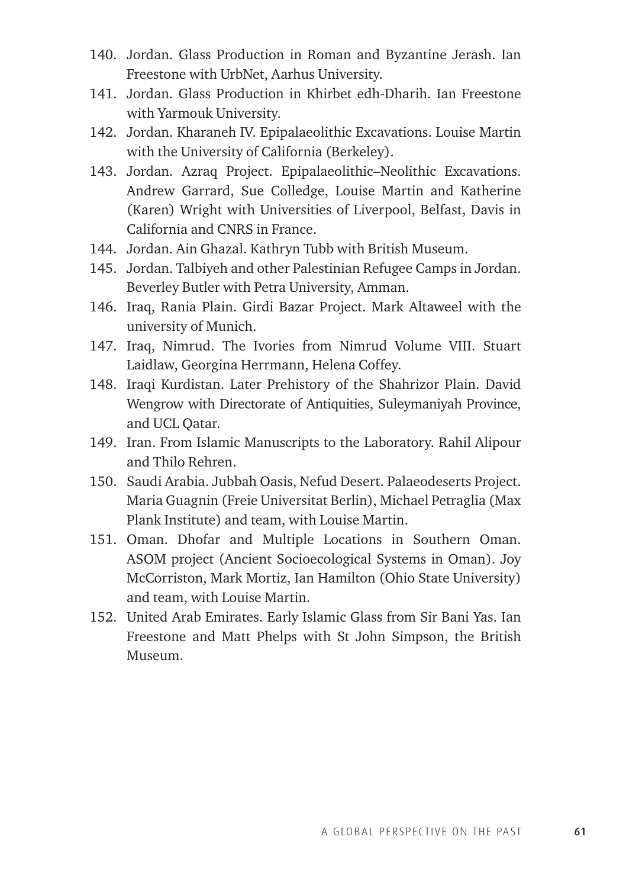140. Jordan. Glass Production in Roman and Byzantine Jerash. Ian Freestone with UrbNet, Aarhus University.
141. Jordan. Glass Production in Khirbet edh-Dharih. Ian Freestone with Yarmouk University.
142. Jordan. Kharaneh IV. Epipalaeolithic Excavations. Louise Martin with the University of California (Berkeley).
143. Jordan. Azraq Project. Epipalaeolithic–Neolithic Excavations. Andrew Garrard, Sue Colledge, Louise Martin and Katherine (Karen) Wright with Universities of Liverpool, Belfast, Davis in California and CNRS in France.
144. Jordan. Ain Ghazal. Kathryn Tubb with British Museum.
145. Jordan. Talbiyeh and other Palestinian Refugee Camps in Jordan. Beverley Butler with Petra University, Amman.
146. Iraq, Rania Plain. Girdi Bazar Project. Mark Altaweel with the university of Munich.
147. Iraq, Nimrud. The Ivories from Nimrud Volume VIII. Stuart Laidlaw, Georgina Herrmann, Helena Coffey.
148. Iraqi Kurdistan. Later Prehistory of the Shahrizor Plain. David Wengrow with Directorate of Antiquities, Suleymaniyah Province, and UCL Qatar.
149. Iran. From Islamic Manuscripts to the Laboratory. Rahil Alipour and Thilo Rehren.
150. Saudi Arabia. Jubbah Oasis, Nefud Desert. Palaeodeserts Project. Maria Guagnin (Freie Universitat Berlin), Michael Petraglia (Max Plank Institute) and team, with Louise Martin.
151. Oman. Dhofar and Multiple Locations in Southern Oman. ASOM project (Ancient Socioecological Systems in Oman). Joy McCorriston, Mark Mortiz, Ian Hamilton (Ohio State University) and team, with Louise Martin.
152. United Arab Emirates. Early Islamic Glass from Sir Bani Yas. Ian Freestone and Matt Phelps with St John Simpson, the British Museum.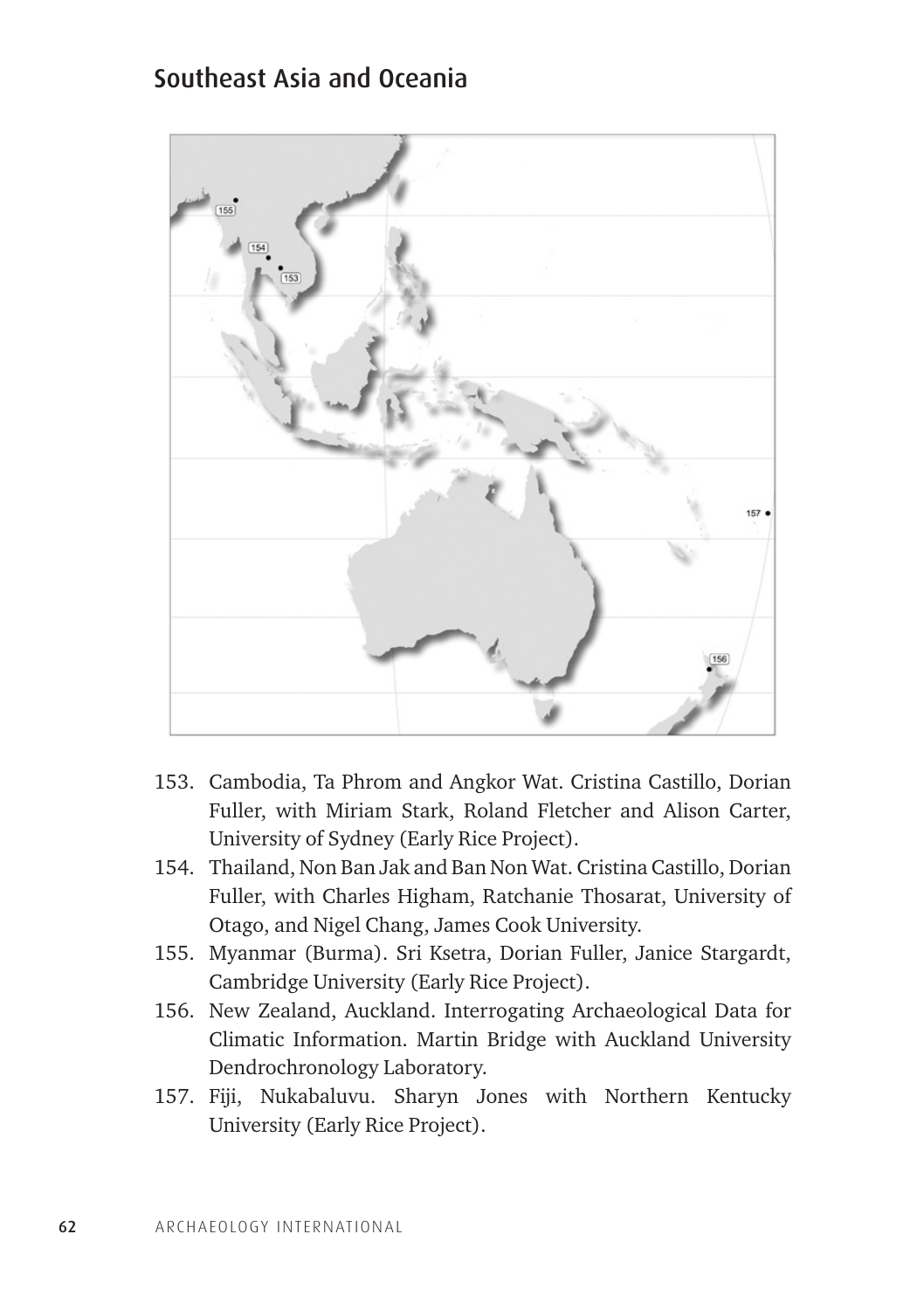## Southeast Asia and Oceania

153. Cambodia, Ta Phrom and Angkor Wat. Cristina Castillo, Dorian Fuller, with Miriam Stark, Roland Fletcher and Alison Carter, University of Sydney (Early Rice Project).
154. Thailand, Non Ban Jak and Ban Non Wat. Cristina Castillo, Dorian Fuller, with Charles Higham, Ratchanie Thosarat, University of Otago, and Nigel Chang, James Cook University.
155. Myanmar (Burma). Sri Ksetra, Dorian Fuller, Janice Stargardt, Cambridge University (Early Rice Project).
156. New Zealand, Auckland. Interrogating Archaeological Data for Climatic Information. Martin Bridge with Auckland University Dendrochronology Laboratory.
157. Fiji, Nukabaluvu. Sharyn Jones with Northern Kentucky University (Early Rice Project).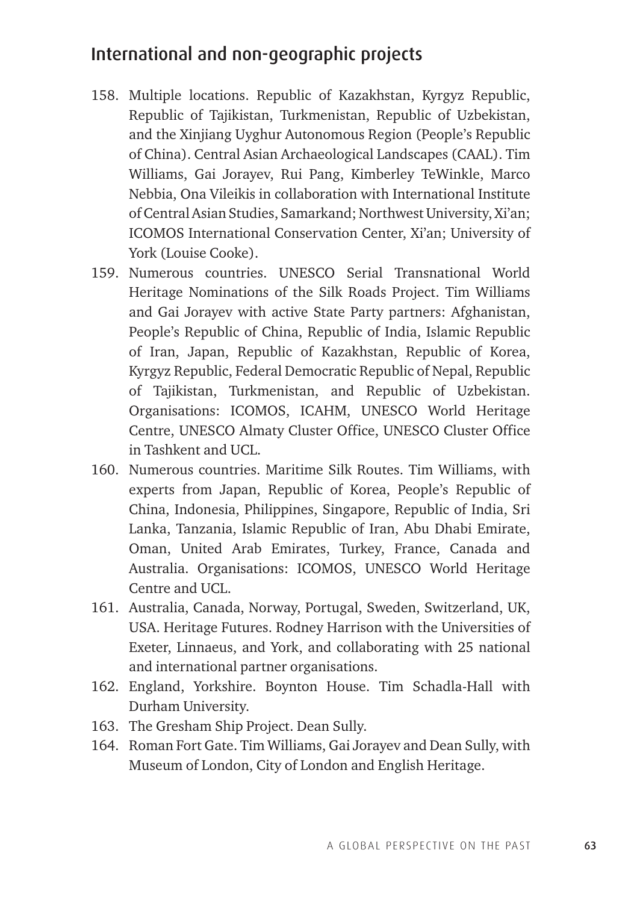## International and non-geographic projects

158. Multiple locations. Republic of Kazakhstan, Kyrgyz Republic, Republic of Tajikistan, Turkmenistan, Republic of Uzbekistan, and the Xinjiang Uyghur Autonomous Region (People's Republic of China). Central Asian Archaeological Landscapes (CAAL). Tim Williams, Gai Jorayev, Rui Pang, Kimberley TeWinkle, Marco Nebbia, Ona Vileikis in collaboration with International Institute of Central Asian Studies, Samarkand; Northwest University, Xi'an; ICOMOS International Conservation Center, Xi'an; University of York (Louise Cooke).
159. Numerous countries. UNESCO Serial Transnational World Heritage Nominations of the Silk Roads Project. Tim Williams and Gai Jorayev with active State Party partners: Afghanistan, People's Republic of China, Republic of India, Islamic Republic of Iran, Japan, Republic of Kazakhstan, Republic of Korea, Kyrgyz Republic, Federal Democratic Republic of Nepal, Republic of Tajikistan, Turkmenistan, and Republic of Uzbekistan. Organisations: ICOMOS, ICAHM, UNESCO World Heritage Centre, UNESCO Almaty Cluster Office, UNESCO Cluster Office in Tashkent and UCL.
160. Numerous countries. Maritime Silk Routes. Tim Williams, with experts from Japan, Republic of Korea, People's Republic of China, Indonesia, Philippines, Singapore, Republic of India, Sri Lanka, Tanzania, Islamic Republic of Iran, Abu Dhabi Emirate, Oman, United Arab Emirates, Turkey, France, Canada and Australia. Organisations: ICOMOS, UNESCO World Heritage Centre and UCL.
161. Australia, Canada, Norway, Portugal, Sweden, Switzerland, UK, USA. Heritage Futures. Rodney Harrison with the Universities of Exeter, Linnaeus, and York, and collaborating with 25 national and international partner organisations.
162. England, Yorkshire. Boynton House. Tim Schadla-Hall with Durham University.
163. The Gresham Ship Project. Dean Sully.
164. Roman Fort Gate. Tim Williams, Gai Jorayev and Dean Sully, with Museum of London, City of London and English Heritage.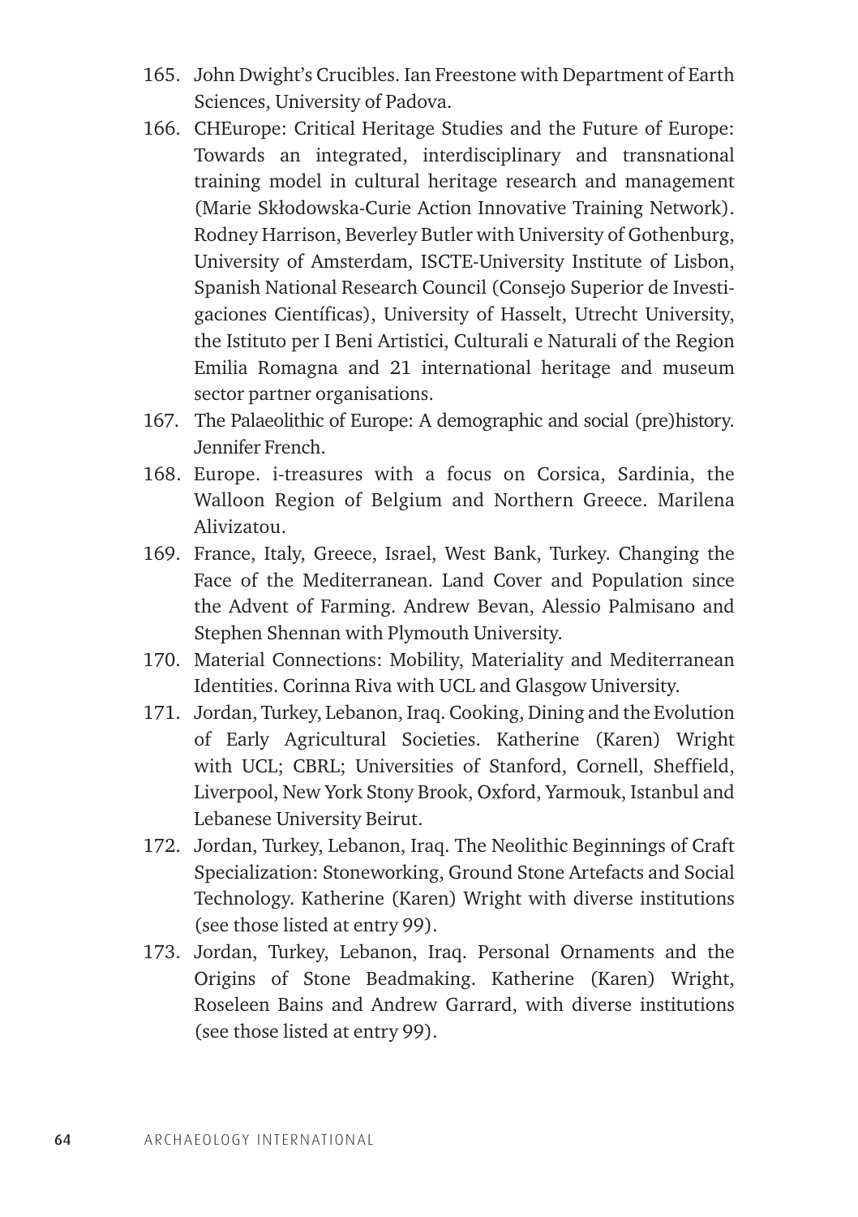165. John Dwight's Crucibles. Ian Freestone with Department of Earth Sciences, University of Padova.
166. CHEurope: Critical Heritage Studies and the Future of Europe: Towards an integrated, interdisciplinary and transnational training model in cultural heritage research and management (Marie Skłodowska-Curie Action Innovative Training Network). Rodney Harrison, Beverley Butler with University of Gothenburg, University of Amsterdam, ISCTE-University Institute of Lisbon, Spanish National Research Council (Consejo Superior de Investigaciones Científicas), University of Hasselt, Utrecht University, the Istituto per I Beni Artistici, Culturali e Naturali of the Region Emilia Romagna and 21 international heritage and museum sector partner organisations.
167. The Palaeolithic of Europe: A demographic and social (pre)history. Jennifer French.
168. Europe. i-treasures with a focus on Corsica, Sardinia, the Walloon Region of Belgium and Northern Greece. Marilena Alivizatou.
169. France, Italy, Greece, Israel, West Bank, Turkey. Changing the Face of the Mediterranean. Land Cover and Population since the Advent of Farming. Andrew Bevan, Alessio Palmisano and Stephen Shennan with Plymouth University.
170. Material Connections: Mobility, Materiality and Mediterranean Identities. Corinna Riva with UCL and Glasgow University.
171. Jordan, Turkey, Lebanon, Iraq. Cooking, Dining and the Evolution of Early Agricultural Societies. Katherine (Karen) Wright with UCL; CBRL; Universities of Stanford, Cornell, Sheffield, Liverpool, New York Stony Brook, Oxford, Yarmouk, Istanbul and Lebanese University Beirut.
172. Jordan, Turkey, Lebanon, Iraq. The Neolithic Beginnings of Craft Specialization: Stoneworking, Ground Stone Artefacts and Social Technology. Katherine (Karen) Wright with diverse institutions (see those listed at entry 99).
173. Jordan, Turkey, Lebanon, Iraq. Personal Ornaments and the Origins of Stone Beadmaking. Katherine (Karen) Wright, Roseleen Bains and Andrew Garrard, with diverse institutions (see those listed at entry 99).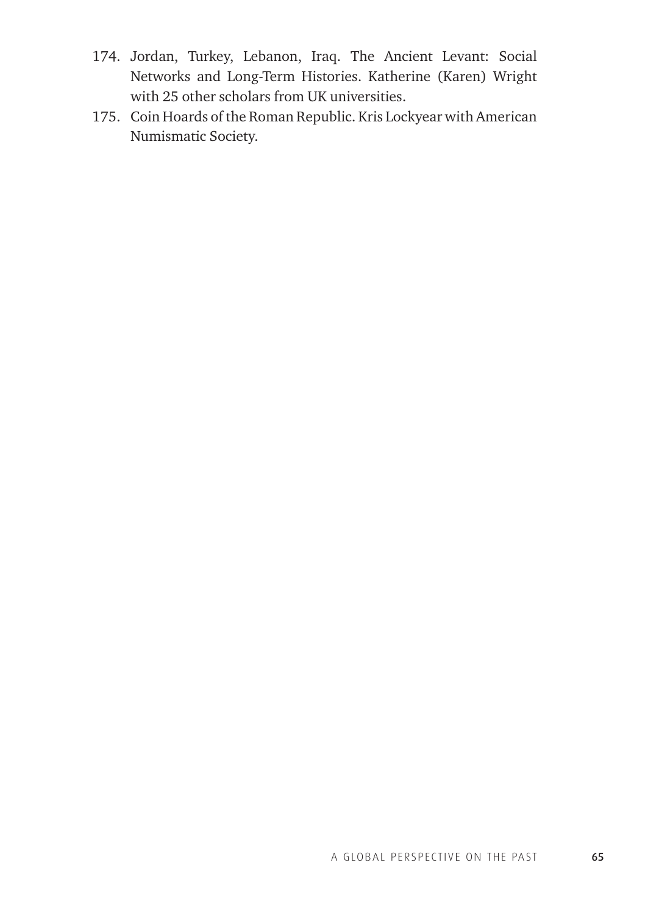174. Jordan, Turkey, Lebanon, Iraq. The Ancient Levant: Social Networks and Long-Term Histories. Katherine (Karen) Wright with 25 other scholars from UK universities.
175. Coin Hoards of the Roman Republic. Kris Lockyear with American Numismatic Society.